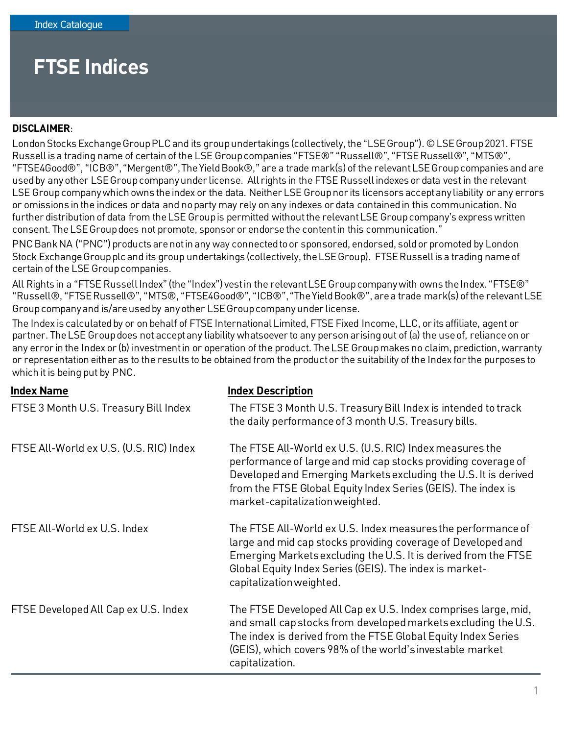Index Catalogue

# FTSE Indices

**DISCLAIMER**:

London Stocks Exchange Group PLC and its group undertakings (collectively, the "LSE Group"). © LSE Group 2021. FTSE Russell is a trading name of certain of the LSE Group companies "FTSE®" "Russell®", "FTSE Russell®", "MTS®", "FTSE4Good®", "ICB®", "Mergent®", The Yield Book®," are a trade mark(s) of the relevant LSE Group companies and are used by any other LSE Group company under license. All rights in the FTSE Russell indexes or data vest in the relevant LSE Group company which owns the index or the data. Neither LSE Group nor its licensors accept any liability or any errors or omissions in the indices or data and no party may rely on any indexes or data contained in this communication. No further distribution of data from the LSE Group is permitted without the relevant LSE Group company's express written consent. The LSE Group does not promote, sponsor or endorse the content in this communication."

PNC Bank NA ("PNC") products are not in any way connected to or sponsored, endorsed, sold or promoted by London Stock Exchange Group plc and its group undertakings (collectively, the LSE Group). FTSE Russell is a trading name of certain of the LSE Group companies.

All Rights in a "FTSE Russell Index" (the "Index") vest in the relevant LSE Group company with owns the Index. "FTSE®" "Russell®, "FTSE Russell®", "MTS®, "FTSE4Good®", "ICB®", "The Yield Book®", are a trade mark(s) of the relevant LSE Group company and is/are used by any other LSE Group company under license.

The Index is calculated by or on behalf of FTSE International Limited, FTSE Fixed Income, LLC, or its affiliate, agent or partner. The LSE Group does not accept any liability whatsoever to any person arising out of (a) the use of, reliance on or any error in the Index or (b) investment in or operation of the product. The LSE Group makes no claim, prediction, warranty or representation either as to the results to be obtained from the product or the suitability of the Index for the purposes to which it is being put by PNC.

| Index Name | Index Description |
|---|---|
| FTSE 3 Month U.S. Treasury Bill Index | The FTSE 3 Month U.S. Treasury Bill Index is intended to track the daily performance of 3 month U.S. Treasury bills. |
| FTSE All-World ex U.S. (U.S. RIC) Index | The FTSE All-World ex U.S. (U.S. RIC) Index measures the performance of large and mid cap stocks providing coverage of Developed and Emerging Markets excluding the U.S. It is derived from the FTSE Global Equity Index Series (GEIS). The index is market-capitalization weighted. |
| FTSE All-World ex U.S. Index | The FTSE All-World ex U.S. Index measures the performance of large and mid cap stocks providing coverage of Developed and Emerging Markets excluding the U.S. It is derived from the FTSE Global Equity Index Series (GEIS). The index is market-capitalization weighted. |
| FTSE Developed All Cap ex U.S. Index | The FTSE Developed All Cap ex U.S. Index comprises large, mid, and small cap stocks from developed markets excluding the U.S. The index is derived from the FTSE Global Equity Index Series (GEIS), which covers 98% of the world's investable market capitalization. |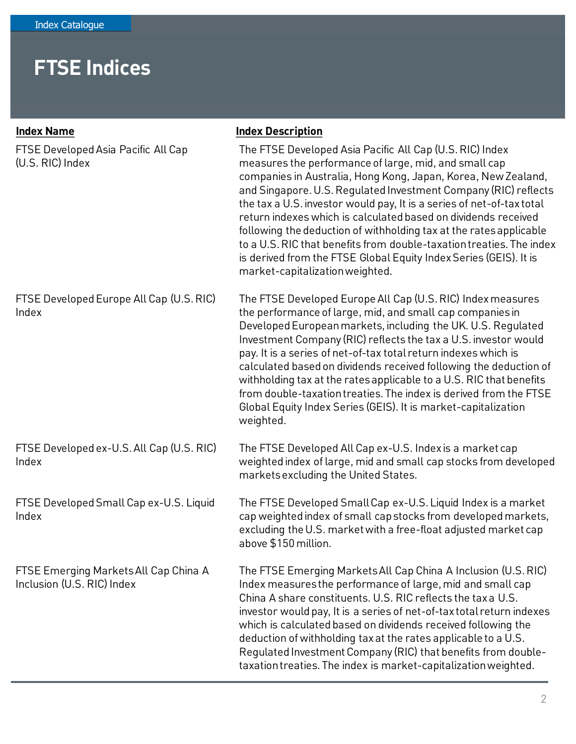Index Catalogue

# FTSE Indices

| Index Name | Index Description |
| --- | --- |
| FTSE Developed Asia Pacific All Cap (U.S. RIC) Index | The FTSE Developed Asia Pacific All Cap (U.S. RIC) Index measures the performance of large, mid, and small cap companies in Australia, Hong Kong, Japan, Korea, New Zealand, and Singapore. U.S. Regulated Investment Company (RIC) reflects the tax a U.S. investor would pay, It is a series of net-of-tax total return indexes which is calculated based on dividends received following the deduction of withholding tax at the rates applicable to a U.S. RIC that benefits from double-taxation treaties. The index is derived from the FTSE Global Equity Index Series (GEIS). It is market-capitalization weighted. |
| FTSE Developed Europe All Cap (U.S. RIC) Index | The FTSE Developed Europe All Cap (U.S. RIC) Index measures the performance of large, mid, and small cap companies in Developed European markets, including the UK. U.S. Regulated Investment Company (RIC) reflects the tax a U.S. investor would pay. It is a series of net-of-tax total return indexes which is calculated based on dividends received following the deduction of withholding tax at the rates applicable to a U.S. RIC that benefits from double-taxation treaties. The index is derived from the FTSE Global Equity Index Series (GEIS). It is market-capitalization weighted. |
| FTSE Developed ex-U.S. All Cap (U.S. RIC) Index | The FTSE Developed All Cap ex-U.S. Index is a market cap weighted index of large, mid and small cap stocks from developed markets excluding the United States. |
| FTSE Developed Small Cap ex-U.S. Liquid Index | The FTSE Developed Small Cap ex-U.S. Liquid Index is a market cap weighted index of small cap stocks from developed markets, excluding the U.S. market with a free-float adjusted market cap above $150 million. |
| FTSE Emerging Markets All Cap China A Inclusion (U.S. RIC) Index | The FTSE Emerging Markets All Cap China A Inclusion (U.S. RIC) Index measures the performance of large, mid and small cap China A share constituents. U.S. RIC reflects the tax a U.S. investor would pay, It is a series of net-of-tax total return indexes which is calculated based on dividends received following the deduction of withholding tax at the rates applicable to a U.S. Regulated Investment Company (RIC) that benefits from double-taxation treaties. The index is market-capitalization weighted. |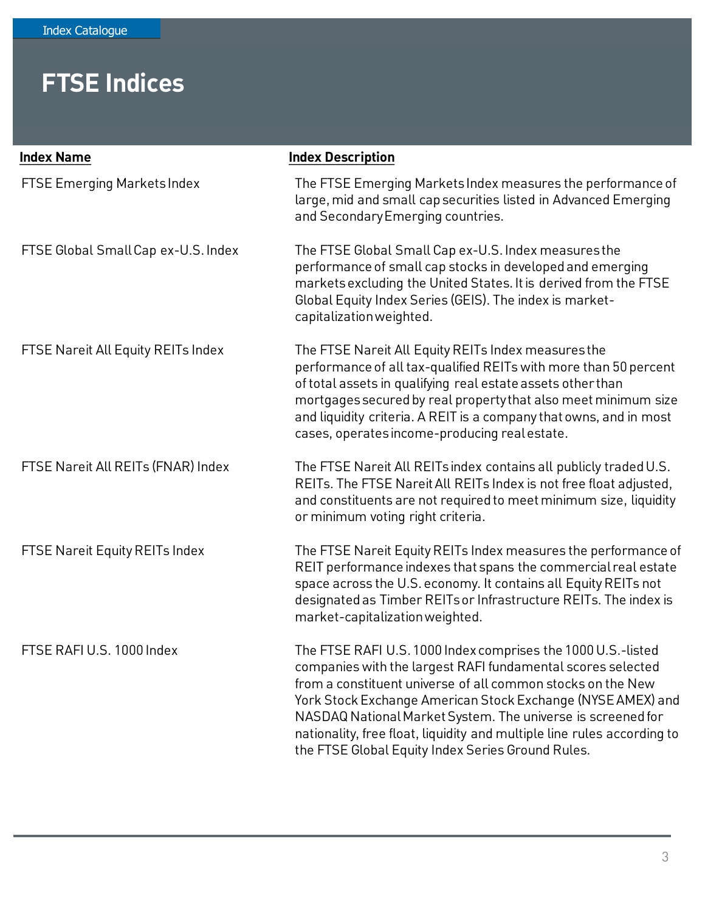# FTSE Indices

| Index Name | Index Description |
|---|---|
| FTSE Emerging Markets Index | The FTSE Emerging Markets Index measures the performance of large, mid and small cap securities listed in Advanced Emerging and Secondary Emerging countries. |
| FTSE Global Small Cap ex-U.S. Index | The FTSE Global Small Cap ex-U.S. Index measures the performance of small cap stocks in developed and emerging markets excluding the United States. It is derived from the FTSE Global Equity Index Series (GEIS). The index is market-capitalization weighted. |
| FTSE Nareit All Equity REITs Index | The FTSE Nareit All Equity REITs Index measures the performance of all tax-qualified REITs with more than 50 percent of total assets in qualifying real estate assets other than mortgages secured by real property that also meet minimum size and liquidity criteria. A REIT is a company that owns, and in most cases, operates income-producing real estate. |
| FTSE Nareit All REITs (FNAR) Index | The FTSE Nareit All REITs index contains all publicly traded U.S. REITs. The FTSE Nareit All REITs Index is not free float adjusted, and constituents are not required to meet minimum size, liquidity or minimum voting right criteria. |
| FTSE Nareit Equity REITs Index | The FTSE Nareit Equity REITs Index measures the performance of REIT performance indexes that spans the commercial real estate space across the U.S. economy. It contains all Equity REITs not designated as Timber REITs or Infrastructure REITs. The index is market-capitalization weighted. |
| FTSE RAFI U.S. 1000 Index | The FTSE RAFI U.S. 1000 Index comprises the 1000 U.S.-listed companies with the largest RAFI fundamental scores selected from a constituent universe of all common stocks on the New York Stock Exchange American Stock Exchange (NYSE AMEX) and NASDAQ National Market System. The universe is screened for nationality, free float, liquidity and multiple line rules according to the FTSE Global Equity Index Series Ground Rules. |